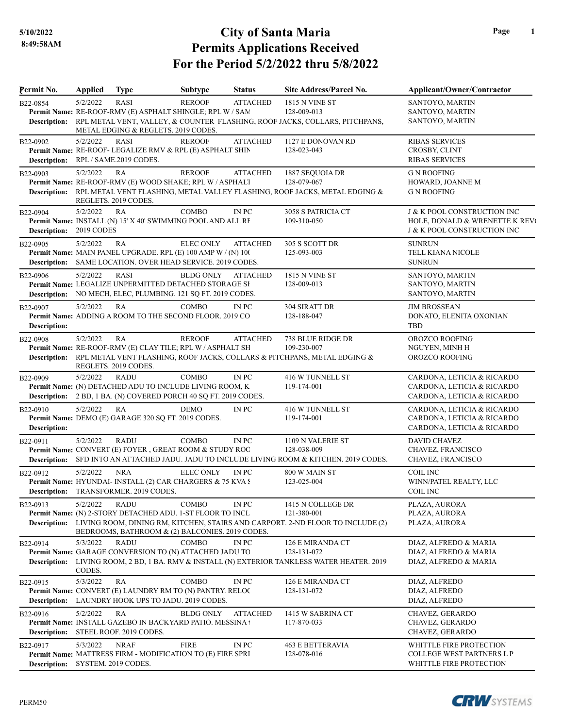# City of Santa Maria
## Permits Applications Received
## For the Period 5/2/2022 thru 5/8/2022

5/10/2022
8:49:58AM

| Permit No. | Applied | Type | Subtype | Status | Site Address/Parcel No. | Applicant/Owner/Contractor |
|---|---|---|---|---|---|---|
| B22-0854 | 5/2/2022 | RASI | REROOF | ATTACHED | 1815 N VINE ST<br>128-009-013 | SANTOYO, MARTIN<br>SANTOYO, MARTIN<br>SANTOYO, MARTIN |
| **Permit Name:** RE-ROOF-RMV (E) ASPHALT SHINGLE; RPL W / SAM<br>**Description:** RPL METAL VENT, VALLEY, & COUNTER FLASHING, ROOF JACKS, COLLARS, PITCHPANS, METAL EDGING & REGLETS. 2019 CODES. | | | | | | |
| B22-0902 | 5/2/2022 | RASI | REROOF | ATTACHED | 1127 E DONOVAN RD<br>128-023-043 | RIBAS SERVICES<br>CROSBY, CLINT<br>RIBAS SERVICES |
| **Permit Name:** RE-ROOF- LEGALIZE RMV & RPL (E) ASPHALT SHIN<br>**Description:** RPL / SAME.2019 CODES. | | | | | | |
| B22-0903 | 5/2/2022 | RA | REROOF | ATTACHED | 1887 SEQUOIA DR<br>128-079-067 | G N ROOFING<br>HOWARD, JOANNE M<br>G N ROOFING |
| **Permit Name:** RE-ROOF-RMV (E) WOOD SHAKE; RPL W / ASPHALT<br>**Description:** RPL METAL VENT FLASHING, METAL VALLEY FLASHING, ROOF JACKS, METAL EDGING & REGLETS. 2019 CODES. | | | | | | |
| B22-0904 | 5/2/2022 | RA | COMBO | IN PC | 3058 S PATRICIA CT<br>109-310-050 | J & K POOL CONSTRUCTION INC<br>HOLE, DONALD & WRENETTE K REV<br>J & K POOL CONSTRUCTION INC |
| **Permit Name:** INSTALL (N) 15' X 40' SWIMMING POOL AND ALL RE<br>**Description:** 2019 CODES | | | | | | |
| B22-0905 | 5/2/2022 | RA | ELEC ONLY | ATTACHED | 305 S SCOTT DR<br>125-093-003 | SUNRUN<br>TELL KIANA NICOLE<br>SUNRUN |
| **Permit Name:** MAIN PANEL UPGRADE. RPL (E) 100 AMP W / (N) 10(<br>**Description:** SAME LOCATION. OVER HEAD SERVICE. 2019 CODES. | | | | | | |
| B22-0906 | 5/2/2022 | RASI | BLDG ONLY | ATTACHED | 1815 N VINE ST<br>128-009-013 | SANTOYO, MARTIN<br>SANTOYO, MARTIN<br>SANTOYO, MARTIN |
| **Permit Name:** LEGALIZE UNPERMITTED DETACHED STORAGE SH<br>**Description:** NO MECH, ELEC, PLUMBING. 121 SQ FT. 2019 CODES. | | | | | | |
| B22-0907 | 5/2/2022 | RA | COMBO | IN PC | 304 SIRATT DR<br>128-188-047 | JIM BROSSEAN<br>DONATO, ELENITA OXONIAN<br>TBD |
| **Permit Name:** ADDING A ROOM TO THE SECOND FLOOR. 2019 CO<br>**Description:** | | | | | | |
| B22-0908 | 5/2/2022 | RA | REROOF | ATTACHED | 738 BLUE RIDGE DR<br>109-230-007 | OROZCO ROOFING<br>NGUYEN, MINH H<br>OROZCO ROOFING |
| **Permit Name:** RE-ROOF-RMV (E) CLAY TILE; RPL W / ASPHALT SH<br>**Description:** RPL METAL VENT FLASHING, ROOF JACKS, COLLARS & PITCHPANS, METAL EDGING & REGLETS. 2019 CODES. | | | | | | |
| B22-0909 | 5/2/2022 | RADU | COMBO | IN PC | 416 W TUNNELL ST<br>119-174-001 | CARDONA, LETICIA & RICARDO<br>CARDONA, LETICIA & RICARDO<br>CARDONA, LETICIA & RICARDO |
| **Permit Name:** (N) DETACHED ADU TO INCLUDE LIVING ROOM, K<br>**Description:** 2 BD, 1 BA. (N) COVERED PORCH 40 SQ FT. 2019 CODES. | | | | | | |
| B22-0910 | 5/2/2022 | RA | DEMO | IN PC | 416 W TUNNELL ST<br>119-174-001 | CARDONA, LETICIA & RICARDO<br>CARDONA, LETICIA & RICARDO<br>CARDONA, LETICIA & RICARDO |
| **Permit Name:** DEMO (E) GARAGE 320 SQ FT. 2019 CODES.<br>**Description:** | | | | | | |
| B22-0911 | 5/2/2022 | RADU | COMBO | IN PC | 1109 N VALERIE ST<br>128-038-009 | DAVID CHAVEZ<br>CHAVEZ, FRANCISCO<br>CHAVEZ, FRANCISCO |
| **Permit Name:** CONVERT (E) FOYER , GREAT ROOM & STUDY ROC<br>**Description:** SFD INTO AN ATTACHED JADU. JADU TO INCLUDE LIVING ROOM & KITCHEN. 2019 CODES. | | | | | | |
| B22-0912 | 5/2/2022 | NRA | ELEC ONLY | IN PC | 800 W MAIN ST<br>123-025-004 | COIL INC<br>WINN/PATEL REALTY, LLC<br>COIL INC |
| **Permit Name:** HYUNDAI- INSTALL (2) CAR CHARGERS & 75 KVA S<br>**Description:** TRANSFORMER. 2019 CODES. | | | | | | |
| B22-0913 | 5/2/2022 | RADU | COMBO | IN PC | 1415 N COLLEGE DR<br>121-380-001 | PLAZA, AURORA<br>PLAZA, AURORA<br>PLAZA, AURORA |
| **Permit Name:** (N) 2-STORY DETACHED ADU. 1-ST FLOOR TO INCL<br>**Description:** LIVING ROOM, DINING RM, KITCHEN, STAIRS AND CARPORT. 2-ND FLOOR TO INCLUDE (2) BEDROOMS, BATHROOM & (2) BALCONIES. 2019 CODES. | | | | | | |
| B22-0914 | 5/3/2022 | RADU | COMBO | IN PC | 126 E MIRANDA CT<br>128-131-072 | DIAZ, ALFREDO & MARIA<br>DIAZ, ALFREDO & MARIA<br>DIAZ, ALFREDO & MARIA |
| **Permit Name:** GARAGE CONVERSION TO (N) ATTACHED JADU TO<br>**Description:** LIVING ROOM, 2 BD, 1 BA. RMV & INSTALL (N) EXTERIOR TANKLESS WATER HEATER. 2019 CODES. | | | | | | |
| B22-0915 | 5/3/2022 | RA | COMBO | IN PC | 126 E MIRANDA CT<br>128-131-072 | DIAZ, ALFREDO<br>DIAZ, ALFREDO<br>DIAZ, ALFREDO |
| **Permit Name:** CONVERT (E) LAUNDRY RM TO (N) PANTRY. RELOC<br>**Description:** LAUNDRY HOOK UPS TO JADU. 2019 CODES. | | | | | | |
| B22-0916 | 5/2/2022 | RA | BLDG ONLY | ATTACHED | 1415 W SABRINA CT<br>117-870-033 | CHAVEZ, GERARDO<br>CHAVEZ, GERARDO<br>CHAVEZ, GERARDO |
| **Permit Name:** INSTALL GAZEBO IN BACKYARD PATIO. MESSINA #<br>**Description:** STEEL ROOF. 2019 CODES. | | | | | | |
| B22-0917 | 5/3/2022 | NRAF | FIRE | IN PC | 463 E BETTERAVIA<br>128-078-016 | WHITTLE FIRE PROTECTION<br>COLLEGE WEST PARTNERS L P<br>WHITTLE FIRE PROTECTION |
| **Permit Name:** MATTRESS FIRM - MODIFICATION TO (E) FIRE SPRI<br>**Description:** SYSTEM. 2019 CODES. | | | | | | |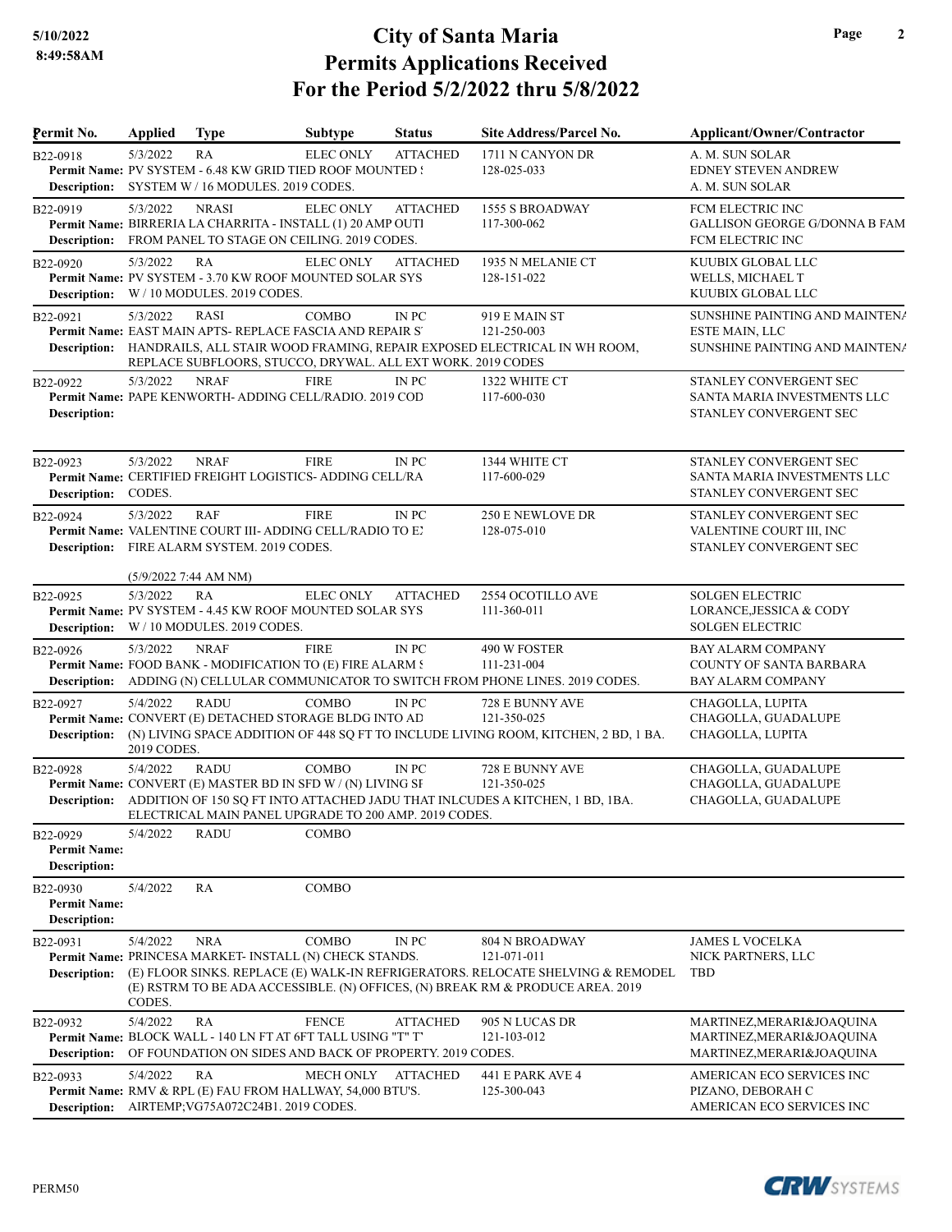# City of Santa Maria
## Permits Applications Received
## For the Period 5/2/2022 thru 5/8/2022

5/10/2022
8:49:58AM

| Permit No. | Applied | Type | Subtype | Status | Site Address/Parcel No. | Applicant/Owner/Contractor |
|---|---|---|---|---|---|---|
| B22-0918 | 5/3/2022 | RA | ELEC ONLY | ATTACHED | 1711 N CANYON DR<br>128-025-033 | A. M. SUN SOLAR<br>EDNEY STEVEN ANDREW<br>A. M. SUN SOLAR |
| Permit Name: PV SYSTEM - 6.48 KW GRID TIED ROOF MOUNTED S<br>Description: SYSTEM W / 16 MODULES. 2019 CODES. | | | | | | |
| B22-0919 | 5/3/2022 | NRASI | ELEC ONLY | ATTACHED | 1555 S BROADWAY<br>117-300-062 | FCM ELECTRIC INC<br>GALLISON GEORGE G/DONNA B FAM<br>FCM ELECTRIC INC |
| Permit Name: BIRRERIA LA CHARRITA - INSTALL (1) 20 AMP OUTI<br>Description: FROM PANEL TO STAGE ON CEILING. 2019 CODES. | | | | | | |
| B22-0920 | 5/3/2022 | RA | ELEC ONLY | ATTACHED | 1935 N MELANIE CT<br>128-151-022 | KUUBIX GLOBAL LLC<br>WELLS, MICHAEL T<br>KUUBIX GLOBAL LLC |
| Permit Name: PV SYSTEM - 3.70 KW ROOF MOUNTED SOLAR SYS<br>Description: W / 10 MODULES. 2019 CODES. | | | | | | |
| B22-0921 | 5/3/2022 | RASI | COMBO | IN PC | 919 E MAIN ST<br>121-250-003 | SUNSHINE PAINTING AND MAINTENA<br>ESTE MAIN, LLC<br>SUNSHINE PAINTING AND MAINTENA |
| Permit Name: EAST MAIN APTS- REPLACE FASCIA AND REPAIR S'<br>Description: HANDRAILS, ALL STAIR WOOD FRAMING, REPAIR EXPOSED ELECTRICAL IN WH ROOM, REPLACE SUBFLOORS, STUCCO, DRYWAL. ALL EXT WORK. 2019 CODES | | | | | | |
| B22-0922 | 5/3/2022 | NRAF | FIRE | IN PC | 1322 WHITE CT<br>117-600-030 | STANLEY CONVERGENT SEC<br>SANTA MARIA INVESTMENTS LLC<br>STANLEY CONVERGENT SEC |
| Permit Name: PAPE KENWORTH- ADDING CELL/RADIO. 2019 COD<br>Description: | | | | | | |
| B22-0923 | 5/3/2022 | NRAF | FIRE | IN PC | 1344 WHITE CT<br>117-600-029 | STANLEY CONVERGENT SEC<br>SANTA MARIA INVESTMENTS LLC<br>STANLEY CONVERGENT SEC |
| Permit Name: CERTIFIED FREIGHT LOGISTICS- ADDING CELL/RA<br>Description: CODES. | | | | | | |
| B22-0924 | 5/3/2022 | RAF | FIRE | IN PC | 250 E NEWLOVE DR<br>128-075-010 | STANLEY CONVERGENT SEC<br>VALENTINE COURT III, INC<br>STANLEY CONVERGENT SEC |
| Permit Name: VALENTINE COURT III- ADDING CELL/RADIO TO E)<br>Description: FIRE ALARM SYSTEM. 2019 CODES.<br>(5/9/2022 7:44 AM NM) | | | | | | |
| B22-0925 | 5/3/2022 | RA | ELEC ONLY | ATTACHED | 2554 OCOTILLO AVE<br>111-360-011 | SOLGEN ELECTRIC<br>LORANCE,JESSICA & CODY<br>SOLGEN ELECTRIC |
| Permit Name: PV SYSTEM - 4.45 KW ROOF MOUNTED SOLAR SYS<br>Description: W / 10 MODULES. 2019 CODES. | | | | | | |
| B22-0926 | 5/3/2022 | NRAF | FIRE | IN PC | 490 W FOSTER<br>111-231-004 | BAY ALARM COMPANY<br>COUNTY OF SANTA BARBARA<br>BAY ALARM COMPANY |
| Permit Name: FOOD BANK - MODIFICATION TO (E) FIRE ALARM S<br>Description: ADDING (N) CELLULAR COMMUNICATOR TO SWITCH FROM PHONE LINES. 2019 CODES. | | | | | | |
| B22-0927 | 5/4/2022 | RADU | COMBO | IN PC | 728 E BUNNY AVE<br>121-350-025 | CHAGOLLA, LUPITA<br>CHAGOLLA, GUADALUPE<br>CHAGOLLA, LUPITA |
| Permit Name: CONVERT (E) DETACHED STORAGE BLDG INTO AD<br>Description: (N) LIVING SPACE ADDITION OF 448 SQ FT TO INCLUDE LIVING ROOM, KITCHEN, 2 BD, 1 BA. 2019 CODES. | | | | | | |
| B22-0928 | 5/4/2022 | RADU | COMBO | IN PC | 728 E BUNNY AVE<br>121-350-025 | CHAGOLLA, GUADALUPE<br>CHAGOLLA, GUADALUPE<br>CHAGOLLA, GUADALUPE |
| Permit Name: CONVERT (E) MASTER BD IN SFD W / (N) LIVING SI<br>Description: ADDITION OF 150 SQ FT INTO ATTACHED JADU THAT INLCUDES A KITCHEN, 1 BD, 1BA. ELECTRICAL MAIN PANEL UPGRADE TO 200 AMP. 2019 CODES. | | | | | | |
| B22-0929 | 5/4/2022 | RADU | COMBO | | | |
| Permit Name:<br>Description: | | | | | | |
| B22-0930 | 5/4/2022 | RA | COMBO | | | |
| Permit Name:<br>Description: | | | | | | |
| B22-0931 | 5/4/2022 | NRA | COMBO | IN PC | 804 N BROADWAY<br>121-071-011 | JAMES L VOCELKA<br>NICK PARTNERS, LLC<br>TBD |
| Permit Name: PRINCESA MARKET- INSTALL (N) CHECK STANDS.<br>Description: (E) FLOOR SINKS. REPLACE (E) WALK-IN REFRIGERATORS. RELOCATE SHELVING & REMODEL (E) RSTRM TO BE ADA ACCESSIBLE. (N) OFFICES, (N) BREAK RM & PRODUCE AREA. 2019 CODES. | | | | | | |
| B22-0932 | 5/4/2022 | RA | FENCE | ATTACHED | 905 N LUCAS DR<br>121-103-012 | MARTINEZ,MERARI&JOAQUINA<br>MARTINEZ,MERARI&JOAQUINA<br>MARTINEZ,MERARI&JOAQUINA |
| Permit Name: BLOCK WALL - 140 LN FT AT 6FT TALL USING "T" T'<br>Description: OF FOUNDATION ON SIDES AND BACK OF PROPERTY. 2019 CODES. | | | | | | |
| B22-0933 | 5/4/2022 | RA | MECH ONLY | ATTACHED | 441 E PARK AVE 4<br>125-300-043 | AMERICAN ECO SERVICES INC<br>PIZANO, DEBORAH C<br>AMERICAN ECO SERVICES INC |
| Permit Name: RMV & RPL (E) FAU FROM HALLWAY, 54,000 BTU'S.<br>Description: AIRTEMP;VG75A072C24B1. 2019 CODES. | | | | | | |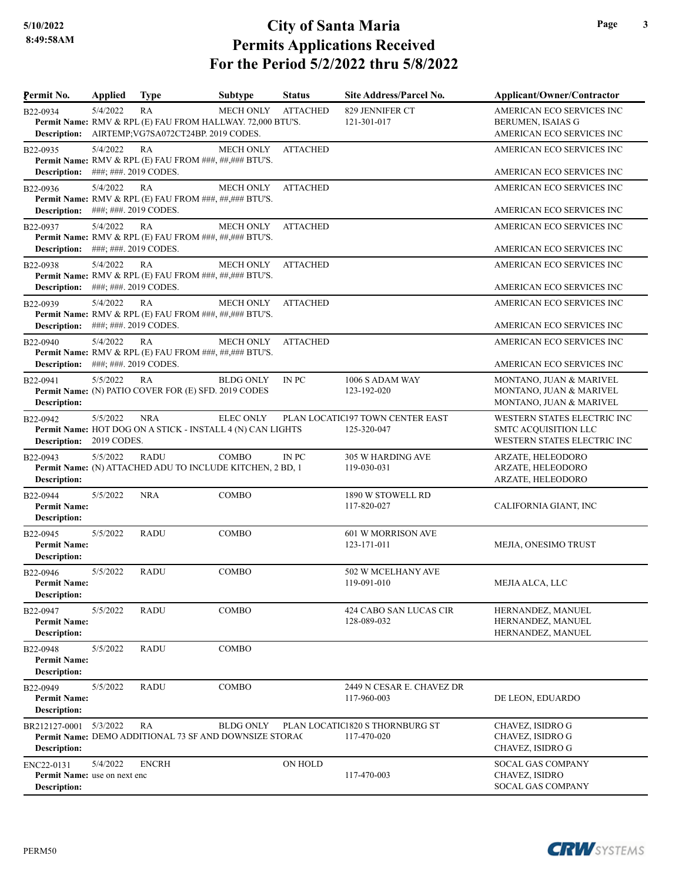# City of Santa Maria
## Permits Applications Received
### For the Period 5/2/2022 thru 5/8/2022

5/10/2022
8:49:58AM

| Permit No. | Applied | Type | Subtype | Status | Site Address/Parcel No. | Applicant/Owner/Contractor |
|---|---|---|---|---|---|---|
| B22-0934 | 5/4/2022 | RA | MECH ONLY | ATTACHED | 829 JENNIFER CT<br>121-301-017 | AMERICAN ECO SERVICES INC<br>BERUMEN, ISAIAS G<br>AMERICAN ECO SERVICES INC |
| **Permit Name:** RMV & RPL (E) FAU FROM HALLWAY. 72,000 BTU'S.<br>**Description:** AIRTEMP;VG7SA072CT24BP. 2019 CODES. | | | | | | |
| B22-0935 | 5/4/2022 | RA | MECH ONLY | ATTACHED | | AMERICAN ECO SERVICES INC<br><br>AMERICAN ECO SERVICES INC |
| **Permit Name:** RMV & RPL (E) FAU FROM ###, ##,### BTU'S.<br>**Description:** ###; ###. 2019 CODES. | | | | | | |
| B22-0936 | 5/4/2022 | RA | MECH ONLY | ATTACHED | | AMERICAN ECO SERVICES INC<br><br>AMERICAN ECO SERVICES INC |
| **Permit Name:** RMV & RPL (E) FAU FROM ###, ##,### BTU'S.<br>**Description:** ###; ###. 2019 CODES. | | | | | | |
| B22-0937 | 5/4/2022 | RA | MECH ONLY | ATTACHED | | AMERICAN ECO SERVICES INC<br><br>AMERICAN ECO SERVICES INC |
| **Permit Name:** RMV & RPL (E) FAU FROM ###, ##,### BTU'S.<br>**Description:** ###; ###. 2019 CODES. | | | | | | |
| B22-0938 | 5/4/2022 | RA | MECH ONLY | ATTACHED | | AMERICAN ECO SERVICES INC<br><br>AMERICAN ECO SERVICES INC |
| **Permit Name:** RMV & RPL (E) FAU FROM ###, ##,### BTU'S.<br>**Description:** ###; ###. 2019 CODES. | | | | | | |
| B22-0939 | 5/4/2022 | RA | MECH ONLY | ATTACHED | | AMERICAN ECO SERVICES INC<br><br>AMERICAN ECO SERVICES INC |
| **Permit Name:** RMV & RPL (E) FAU FROM ###, ##,### BTU'S.<br>**Description:** ###; ###. 2019 CODES. | | | | | | |
| B22-0940 | 5/4/2022 | RA | MECH ONLY | ATTACHED | | AMERICAN ECO SERVICES INC<br><br>AMERICAN ECO SERVICES INC |
| **Permit Name:** RMV & RPL (E) FAU FROM ###, ##,### BTU'S.<br>**Description:** ###; ###. 2019 CODES. | | | | | | |
| B22-0941 | 5/5/2022 | RA | BLDG ONLY | IN PC | 1006 S ADAM WAY<br>123-192-020 | MONTANO, JUAN & MARIVEL<br>MONTANO, JUAN & MARIVEL<br>MONTANO, JUAN & MARIVEL |
| **Permit Name:** (N) PATIO COVER FOR (E) SFD. 2019 CODES<br>**Description:** | | | | | | |
| B22-0942 | 5/5/2022 | NRA | ELEC ONLY | PLAN LOCATIC | 197 TOWN CENTER EAST<br>125-320-047 | WESTERN STATES ELECTRIC INC<br>SMTC ACQUISITION LLC<br>WESTERN STATES ELECTRIC INC |
| **Permit Name:** HOT DOG ON A STICK - INSTALL 4 (N) CAN LIGHTS<br>**Description:** 2019 CODES. | | | | | | |
| B22-0943 | 5/5/2022 | RADU | COMBO | IN PC | 305 W HARDING AVE<br>119-030-031 | ARZATE, HELEODORO<br>ARZATE, HELEODORO<br>ARZATE, HELEODORO |
| **Permit Name:** (N) ATTACHED ADU TO INCLUDE KITCHEN, 2 BD, 1<br>**Description:** | | | | | | |
| B22-0944 | 5/5/2022 | NRA | COMBO | | 1890 W STOWELL RD<br>117-820-027 | CALIFORNIA GIANT, INC |
| **Permit Name:**<br>**Description:** | | | | | | |
| B22-0945 | 5/5/2022 | RADU | COMBO | | 601 W MORRISON AVE<br>123-171-011 | MEJIA, ONESIMO TRUST |
| **Permit Name:**<br>**Description:** | | | | | | |
| B22-0946 | 5/5/2022 | RADU | COMBO | | 502 W MCELHANY AVE<br>119-091-010 | MEJIA ALCA, LLC |
| **Permit Name:**<br>**Description:** | | | | | | |
| B22-0947 | 5/5/2022 | RADU | COMBO | | 424 CABO SAN LUCAS CIR<br>128-089-032 | HERNANDEZ, MANUEL<br>HERNANDEZ, MANUEL<br>HERNANDEZ, MANUEL |
| **Permit Name:**<br>**Description:** | | | | | | |
| B22-0948 | 5/5/2022 | RADU | COMBO | | | |
| **Permit Name:**<br>**Description:** | | | | | | |
| B22-0949 | 5/5/2022 | RADU | COMBO | | 2449 N CESAR E. CHAVEZ DR<br>117-960-003 | DE LEON, EDUARDO |
| **Permit Name:**<br>**Description:** | | | | | | |
| BR212127-0001 | 5/3/2022 | RA | BLDG ONLY | PLAN LOCATIC | 1820 S THORNBURG ST<br>117-470-020 | CHAVEZ, ISIDRO G<br>CHAVEZ, ISIDRO G<br>CHAVEZ, ISIDRO G |
| **Permit Name:** DEMO ADDITIONAL 73 SF AND DOWNSIZE STORAC<br>**Description:** | | | | | | |
| ENC22-0131 | 5/4/2022 | ENCRH | | ON HOLD | 117-470-003 | SOCAL GAS COMPANY<br>CHAVEZ, ISIDRO<br>SOCAL GAS COMPANY |
| **Permit Name:** use on next enc<br>**Description:** | | | | | | |

PERM50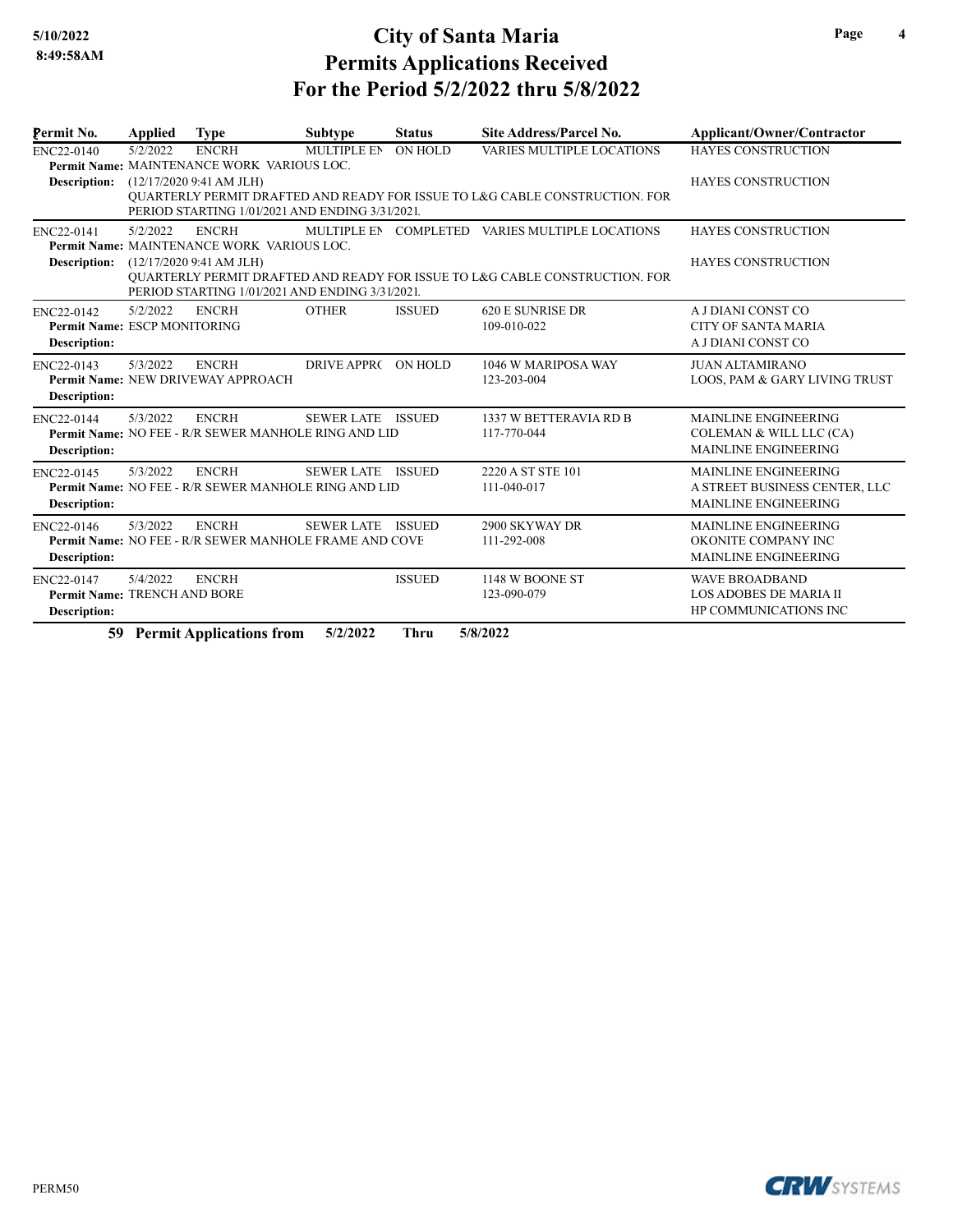# City of Santa Maria
## Permits Applications Received
## For the Period 5/2/2022 thru 5/8/2022

| Permit No. | Applied | Type | Subtype | Status | Site Address/Parcel No. | Applicant/Owner/Contractor |
|---|---|---|---|---|---|---|
| ENC22-0140 | 5/2/2022 | ENCRH | MULTIPLE EN | ON HOLD | VARIES MULTIPLE LOCATIONS | HAYES CONSTRUCTION |
| **Permit Name:** MAINTENANCE WORK VARIOUS LOC. | | | | | | |
| **Description:** (12/17/2020 9:41 AM JLH) QUARTERLY PERMIT DRAFTED AND READY FOR ISSUE TO L&G CABLE CONSTRUCTION. FOR PERIOD STARTING 1/01/2021 AND ENDING 3/31/2021. | | | | | | HAYES CONSTRUCTION |
| ENC22-0141 | 5/2/2022 | ENCRH | MULTIPLE EN | COMPLETED | VARIES MULTIPLE LOCATIONS | HAYES CONSTRUCTION |
| **Permit Name:** MAINTENANCE WORK VARIOUS LOC. | | | | | | |
| **Description:** (12/17/2020 9:41 AM JLH) QUARTERLY PERMIT DRAFTED AND READY FOR ISSUE TO L&G CABLE CONSTRUCTION. FOR PERIOD STARTING 1/01/2021 AND ENDING 3/31/2021. | | | | | | HAYES CONSTRUCTION |
| ENC22-0142 | 5/2/2022 | ENCRH | OTHER | ISSUED | 620 E SUNRISE DR | A J DIANI CONST CO |
| **Permit Name:** ESCP MONITORING | | | | | 109-010-022 | CITY OF SANTA MARIA |
| **Description:** | | | | | | A J DIANI CONST CO |
| ENC22-0143 | 5/3/2022 | ENCRH | DRIVE APPRO | ON HOLD | 1046 W MARIPOSA WAY | JUAN ALTAMIRANO |
| **Permit Name:** NEW DRIVEWAY APPROACH | | | | | 123-203-004 | LOOS, PAM & GARY LIVING TRUST |
| **Description:** | | | | | | |
| ENC22-0144 | 5/3/2022 | ENCRH | SEWER LATE | ISSUED | 1337 W BETTERAVIA RD B | MAINLINE ENGINEERING |
| **Permit Name:** NO FEE - R/R SEWER MANHOLE RING AND LID | | | | | 117-770-044 | COLEMAN & WILL LLC (CA) |
| **Description:** | | | | | | MAINLINE ENGINEERING |
| ENC22-0145 | 5/3/2022 | ENCRH | SEWER LATE | ISSUED | 2220 A ST STE 101 | MAINLINE ENGINEERING |
| **Permit Name:** NO FEE - R/R SEWER MANHOLE RING AND LID | | | | | 111-040-017 | A STREET BUSINESS CENTER, LLC |
| **Description:** | | | | | | MAINLINE ENGINEERING |
| ENC22-0146 | 5/3/2022 | ENCRH | SEWER LATE | ISSUED | 2900 SKYWAY DR | MAINLINE ENGINEERING |
| **Permit Name:** NO FEE - R/R SEWER MANHOLE FRAME AND COVE | | | | | 111-292-008 | OKONITE COMPANY INC |
| **Description:** | | | | | | MAINLINE ENGINEERING |
| ENC22-0147 | 5/4/2022 | ENCRH | | ISSUED | 1148 W BOONE ST | WAVE BROADBAND |
| **Permit Name:** TRENCH AND BORE | | | | | 123-090-079 | LOS ADOBES DE MARIA II |
| **Description:** | | | | | | HP COMMUNICATIONS INC |

**59 Permit Applications from 5/2/2022 Thru 5/8/2022**